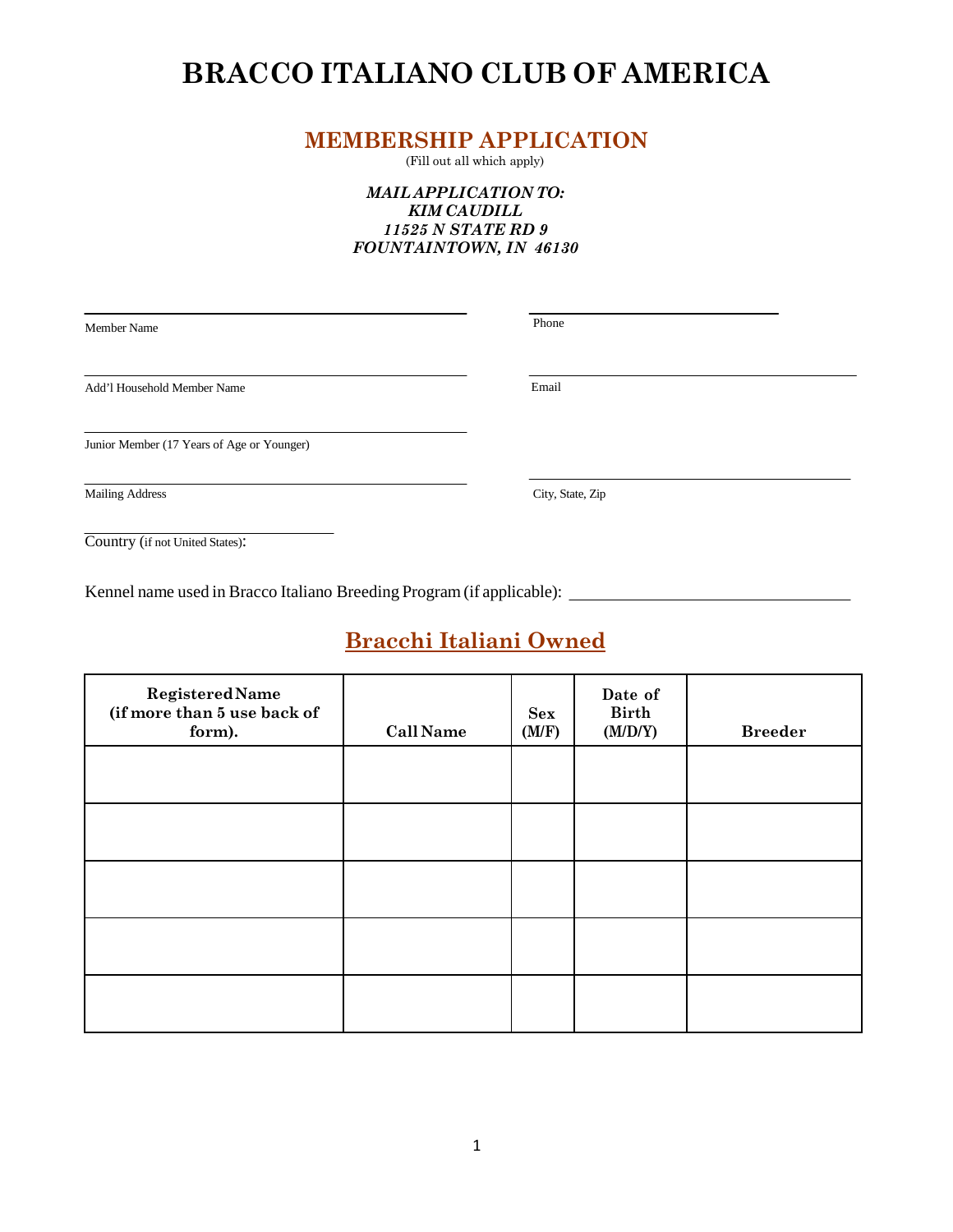# BRACCO ITALIANO CLUB OF AMERICA

## MEMBERSHIP APPLICATION

(Fill out all which apply)

***MAIL APPLICATION TO:***
***KIM CAUDILL***
***11525 N STATE RD 9***
***FOUNTAINTOWN, IN 46130***

Member Name ______________________________

Phone ______________________________

Add'l Household Member Name ______________________________

Email ______________________________

Junior Member (17 Years of Age or Younger) ______________________________

Mailing Address ______________________________

City, State, Zip ______________________________

Country (if not United States): ______________________________

Kennel name used in Bracco Italiano Breeding Program (if applicable): ______________________________

## Bracchi Italiani Owned

| Registered Name (if more than 5 use back of form). | Call Name | Sex (M/F) | Date of Birth (M/D/Y) | Breeder |
|---|---|---|---|---|
| | | | | |
| | | | | |
| | | | | |
| | | | | |
| | | | | |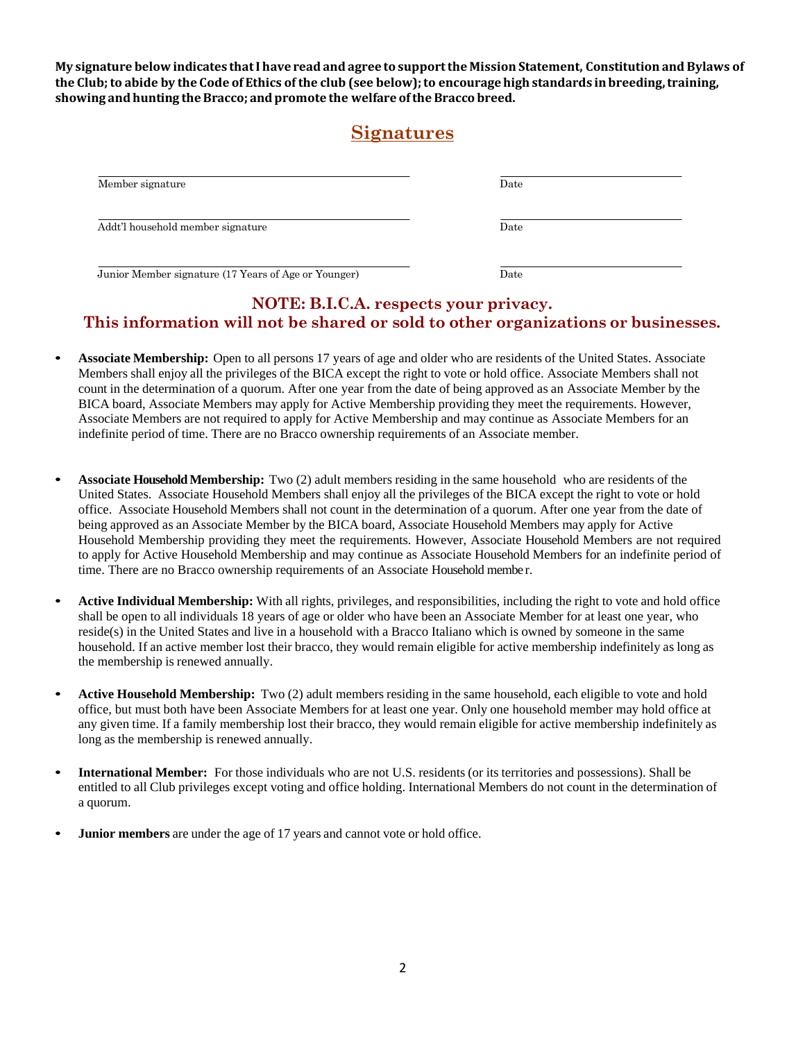**My signature below indicates that I have read and agree to support the Mission Statement, Constitution and Bylaws of the Club; to abide by the Code of Ethics of the club (see below); to encourage high standards in breeding, training, showing and hunting the Bracco; and promote the welfare of the Bracco breed.**

## Signatures

| | |
|---|---|
| Member signature | Date |
| Addt'l household member signature | Date |
| Junior Member signature (17 Years of Age or Younger) | Date |

**NOTE: B.I.C.A. respects your privacy.**
**This information will not be shared or sold to other organizations or businesses.**

- **Associate Membership:** Open to all persons 17 years of age and older who are residents of the United States. Associate Members shall enjoy all the privileges of the BICA except the right to vote or hold office. Associate Members shall not count in the determination of a quorum. After one year from the date of being approved as an Associate Member by the BICA board, Associate Members may apply for Active Membership providing they meet the requirements. However, Associate Members are not required to apply for Active Membership and may continue as Associate Members for an indefinite period of time. There are no Bracco ownership requirements of an Associate member.

- **Associate Household Membership:** Two (2) adult members residing in the same household who are residents of the United States. Associate Household Members shall enjoy all the privileges of the BICA except the right to vote or hold office. Associate Household Members shall not count in the determination of a quorum. After one year from the date of being approved as an Associate Member by the BICA board, Associate Household Members may apply for Active Household Membership providing they meet the requirements. However, Associate Household Members are not required to apply for Active Household Membership and may continue as Associate Household Members for an indefinite period of time. There are no Bracco ownership requirements of an Associate Household member.

- **Active Individual Membership:** With all rights, privileges, and responsibilities, including the right to vote and hold office shall be open to all individuals 18 years of age or older who have been an Associate Member for at least one year, who reside(s) in the United States and live in a household with a Bracco Italiano which is owned by someone in the same household. If an active member lost their bracco, they would remain eligible for active membership indefinitely as long as the membership is renewed annually.

- **Active Household Membership:** Two (2) adult members residing in the same household, each eligible to vote and hold office, but must both have been Associate Members for at least one year. Only one household member may hold office at any given time. If a family membership lost their bracco, they would remain eligible for active membership indefinitely as long as the membership is renewed annually.

- **International Member:** For those individuals who are not U.S. residents (or its territories and possessions). Shall be entitled to all Club privileges except voting and office holding. International Members do not count in the determination of a quorum.

- **Junior members** are under the age of 17 years and cannot vote or hold office.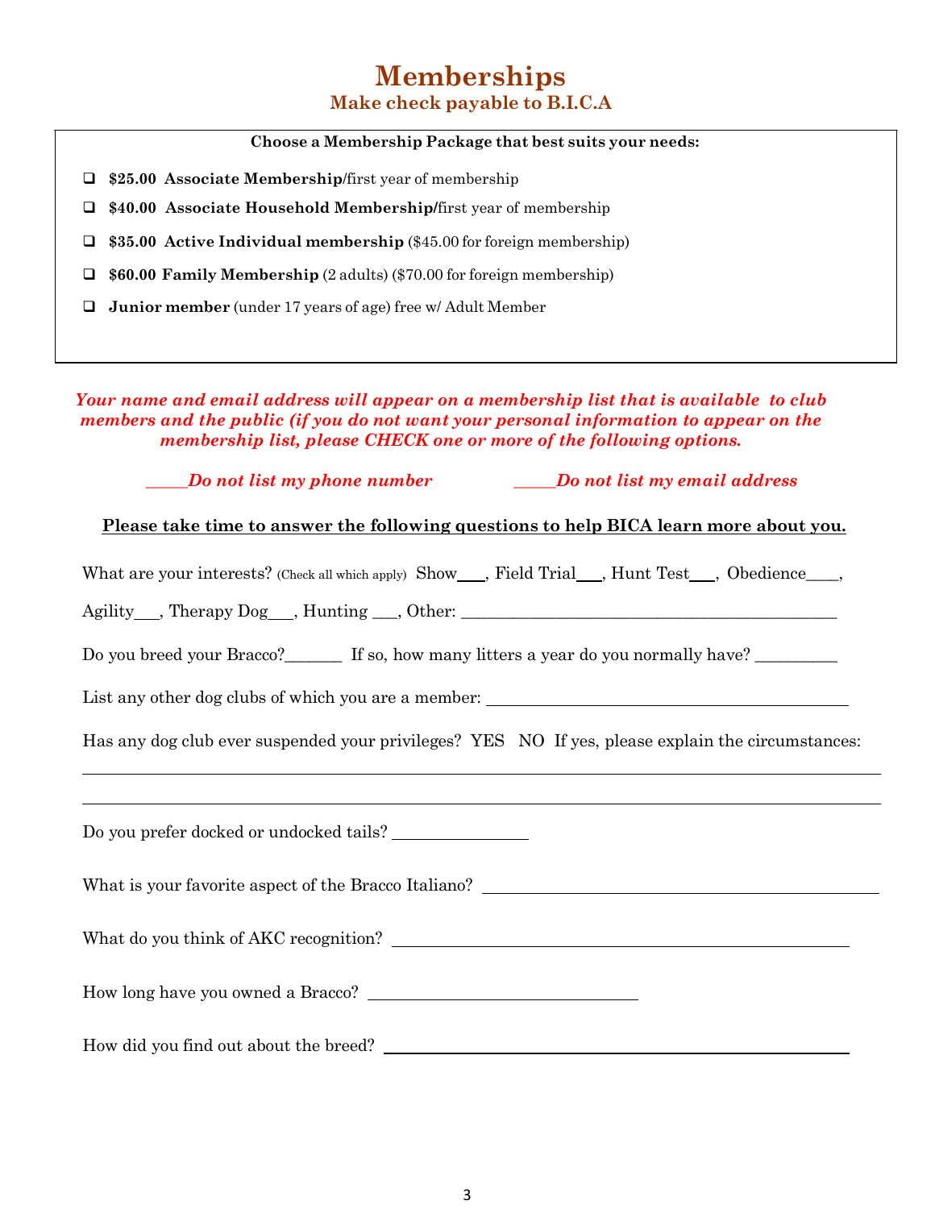# Memberships

## Make check payable to B.I.C.A

**Choose a Membership Package that best suits your needs:**

- ❑ **$25.00 Associate Membership**/first year of membership
- ❑ **$40.00 Associate Household Membership/**first year of membership
- ❑ **$35.00 Active Individual membership** ($45.00 for foreign membership)
- ❑ **$60.00 Family Membership** (2 adults) ($70.00 for foreign membership)
- ❑ **Junior member** (under 17 years of age) free w/ Adult Member

***Your name and email address will appear on a membership list that is available to club members and the public (if you do not want your personal information to appear on the membership list, please CHECK one or more of the following options.***

***_____Do not list my phone number*** ***_____Do not list my email address***

**Please take time to answer the following questions to help BICA learn more about you.**

What are your interests? (Check all which apply) Show___, Field Trial___, Hunt Test___, Obedience____, Agility___, Therapy Dog___, Hunting ___, Other: ____________________________________________

Do you breed your Bracco?_______ If so, how many litters a year do you normally have? __________

List any other dog clubs of which you are a member: ____________________________________________

Has any dog club ever suspended your privileges? YES NO If yes, please explain the circumstances:

______________________________________________________________________________________

______________________________________________________________________________________

Do you prefer docked or undocked tails? ________________

What is your favorite aspect of the Bracco Italiano? ____________________________________________

What do you think of AKC recognition? ____________________________________________

How long have you owned a Bracco? ________________________________

How did you find out about the breed? ____________________________________________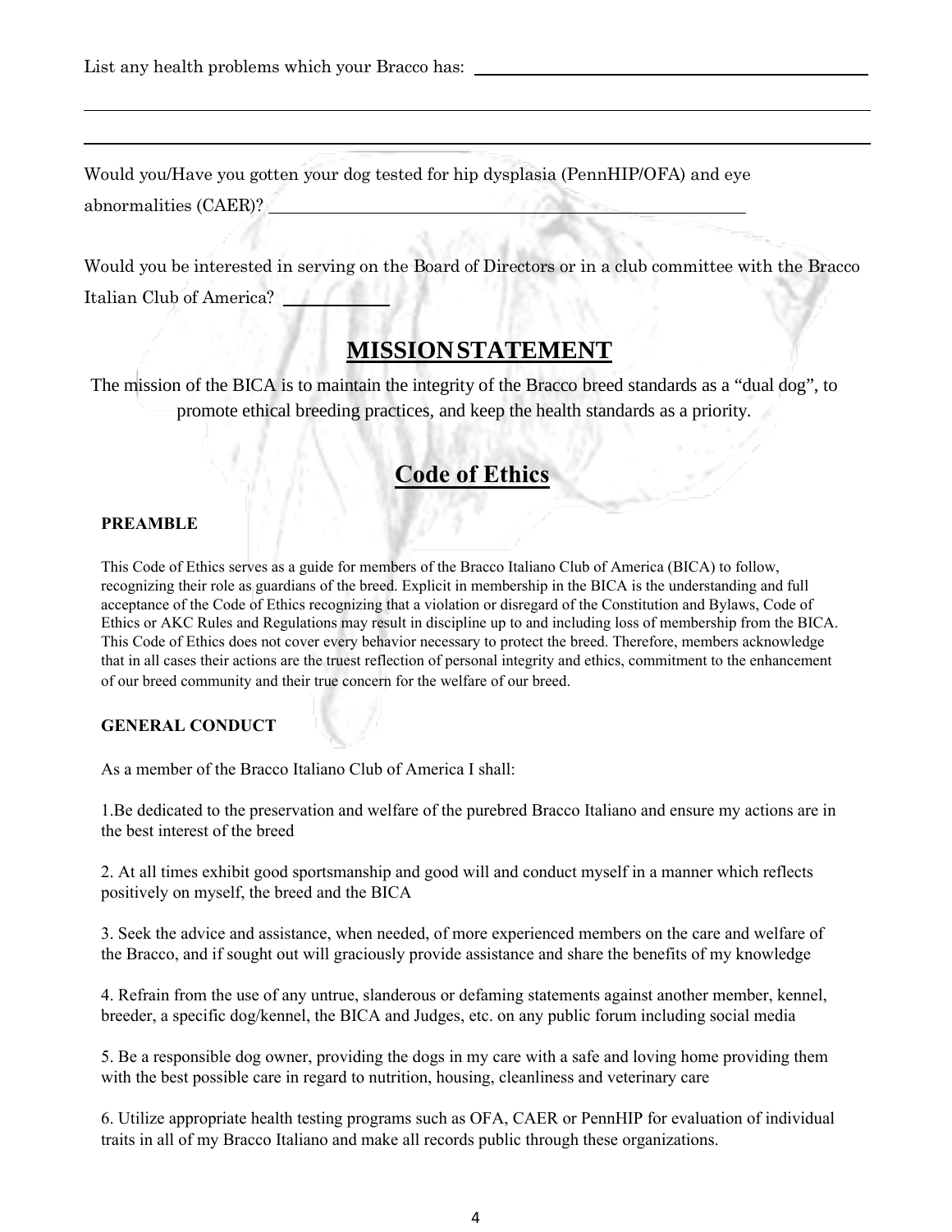List any health problems which your Bracco has: ______________________________

______________________________________________________________________

______________________________________________________________________

Would you/Have you gotten your dog tested for hip dysplasia (PennHIP/OFA) and eye abnormalities (CAER)? ______________________________

Would you be interested in serving on the Board of Directors or in a club committee with the Bracco Italian Club of America? __________

## MISSION STATEMENT

The mission of the BICA is to maintain the integrity of the Bracco breed standards as a “dual dog”, to promote ethical breeding practices, and keep the health standards as a priority.

## Code of Ethics

**PREAMBLE**

This Code of Ethics serves as a guide for members of the Bracco Italiano Club of America (BICA) to follow, recognizing their role as guardians of the breed. Explicit in membership in the BICA is the understanding and full acceptance of the Code of Ethics recognizing that a violation or disregard of the Constitution and Bylaws, Code of Ethics or AKC Rules and Regulations may result in discipline up to and including loss of membership from the BICA. This Code of Ethics does not cover every behavior necessary to protect the breed. Therefore, members acknowledge that in all cases their actions are the truest reflection of personal integrity and ethics, commitment to the enhancement of our breed community and their true concern for the welfare of our breed.

**GENERAL CONDUCT**

As a member of the Bracco Italiano Club of America I shall:

1. Be dedicated to the preservation and welfare of the purebred Bracco Italiano and ensure my actions are in the best interest of the breed

2. At all times exhibit good sportsmanship and good will and conduct myself in a manner which reflects positively on myself, the breed and the BICA

3. Seek the advice and assistance, when needed, of more experienced members on the care and welfare of the Bracco, and if sought out will graciously provide assistance and share the benefits of my knowledge

4. Refrain from the use of any untrue, slanderous or defaming statements against another member, kennel, breeder, a specific dog/kennel, the BICA and Judges, etc. on any public forum including social media

5. Be a responsible dog owner, providing the dogs in my care with a safe and loving home providing them with the best possible care in regard to nutrition, housing, cleanliness and veterinary care

6. Utilize appropriate health testing programs such as OFA, CAER or PennHIP for evaluation of individual traits in all of my Bracco Italiano and make all records public through these organizations.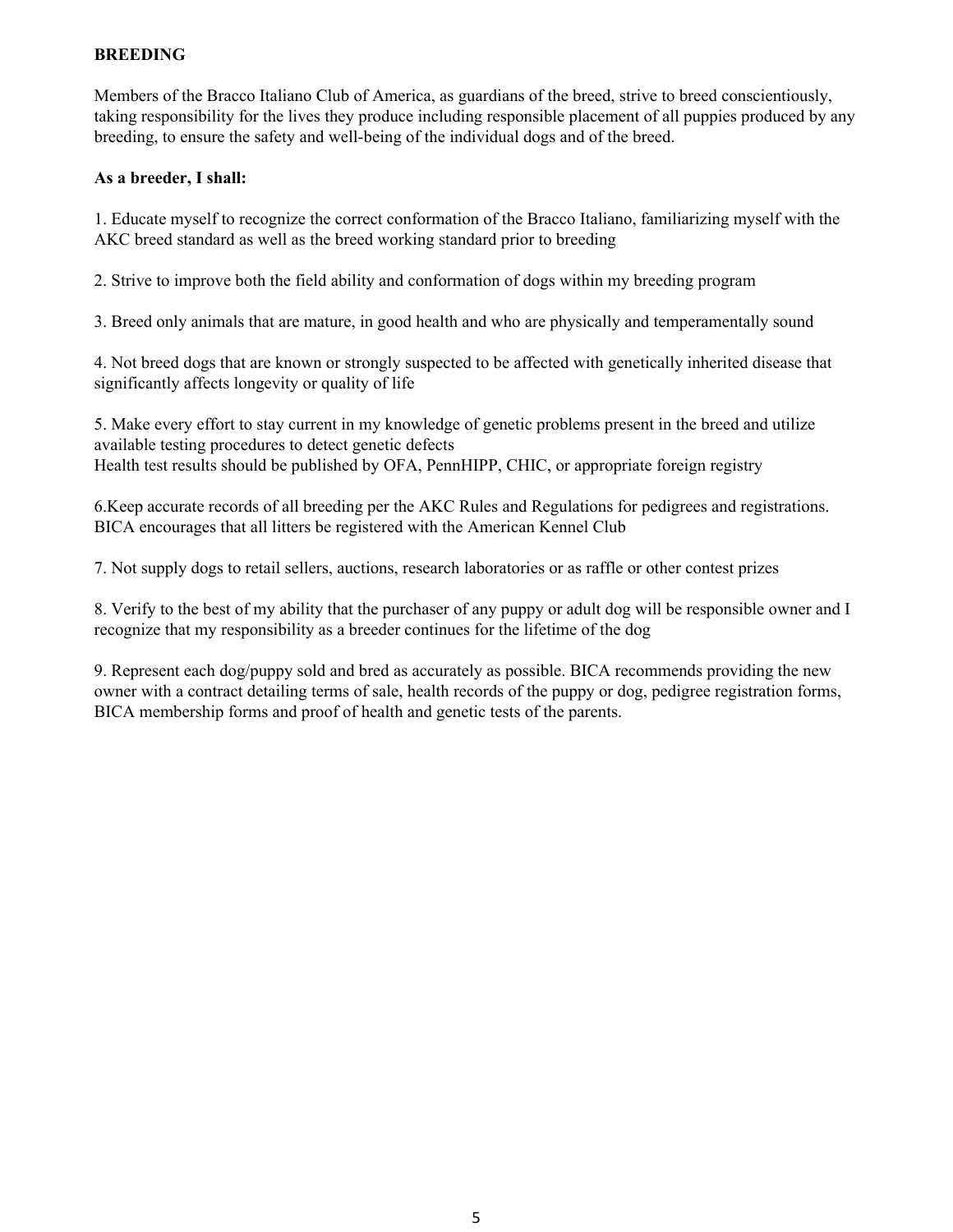**BREEDING**

Members of the Bracco Italiano Club of America, as guardians of the breed, strive to breed conscientiously, taking responsibility for the lives they produce including responsible placement of all puppies produced by any breeding, to ensure the safety and well-being of the individual dogs and of the breed.

**As a breeder, I shall:**

1. Educate myself to recognize the correct conformation of the Bracco Italiano, familiarizing myself with the AKC breed standard as well as the breed working standard prior to breeding

2. Strive to improve both the field ability and conformation of dogs within my breeding program

3. Breed only animals that are mature, in good health and who are physically and temperamentally sound

4. Not breed dogs that are known or strongly suspected to be affected with genetically inherited disease that significantly affects longevity or quality of life

5. Make every effort to stay current in my knowledge of genetic problems present in the breed and utilize available testing procedures to detect genetic defects
Health test results should be published by OFA, PennHIPP, CHIC, or appropriate foreign registry

6.Keep accurate records of all breeding per the AKC Rules and Regulations for pedigrees and registrations. BICA encourages that all litters be registered with the American Kennel Club

7. Not supply dogs to retail sellers, auctions, research laboratories or as raffle or other contest prizes

8. Verify to the best of my ability that the purchaser of any puppy or adult dog will be responsible owner and I recognize that my responsibility as a breeder continues for the lifetime of the dog

9. Represent each dog/puppy sold and bred as accurately as possible. BICA recommends providing the new owner with a contract detailing terms of sale, health records of the puppy or dog, pedigree registration forms, BICA membership forms and proof of health and genetic tests of the parents.